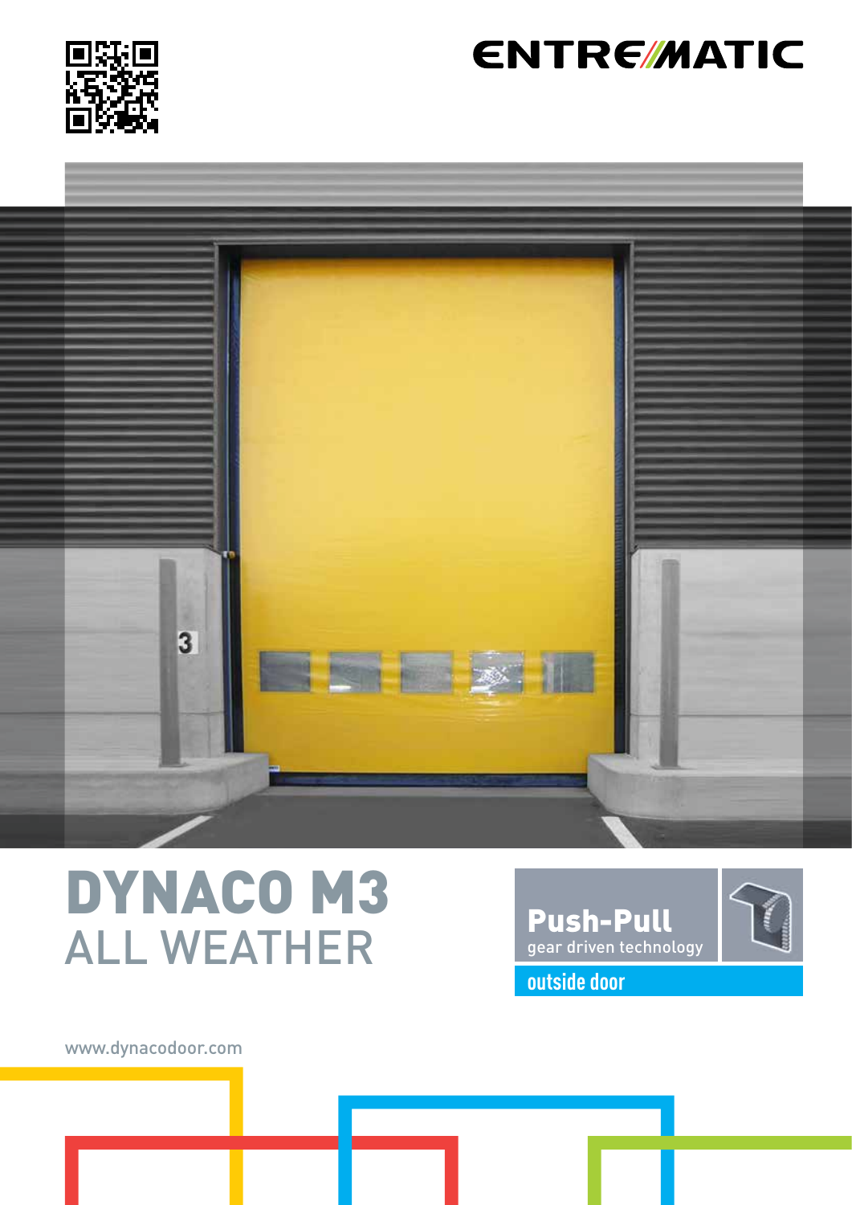ENTREMATIC

# DYNACO M3
## ALL WEATHER

**Push-Pull**
gear driven technology

outside door

www.dynacodoor.com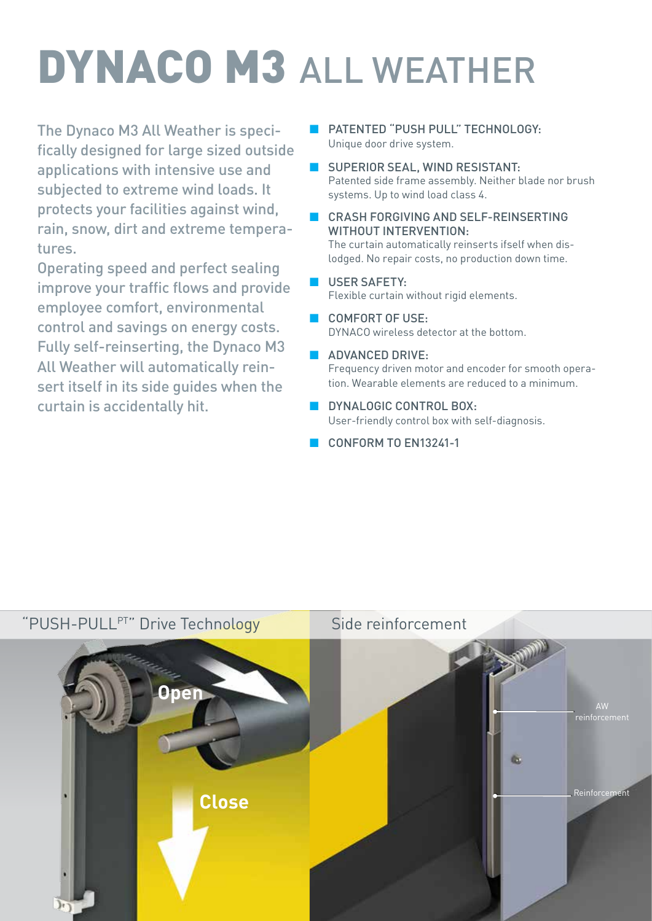# DYNACO M3 ALL WEATHER

The Dynaco M3 All Weather is specifically designed for large sized outside applications with intensive use and subjected to extreme wind loads. It protects your facilities against wind, rain, snow, dirt and extreme temperatures.
Operating speed and perfect sealing improve your traffic flows and provide employee comfort, environmental control and savings on energy costs. Fully self-reinserting, the Dynaco M3 All Weather will automatically reinsert itself in its side guides when the curtain is accidentally hit.

- PATENTED "PUSH PULL" TECHNOLOGY:
  Unique door drive system.
- SUPERIOR SEAL, WIND RESISTANT:
  Patented side frame assembly. Neither blade nor brush systems. Up to wind load class 4.
- CRASH FORGIVING AND SELF-REINSERTING WITHOUT INTERVENTION:
  The curtain automatically reinserts ifself when dislodged. No repair costs, no production down time.
- USER SAFETY:
  Flexible curtain without rigid elements.
- COMFORT OF USE:
  DYNACO wireless detector at the bottom.
- ADVANCED DRIVE:
  Frequency driven motor and encoder for smooth operation. Wearable elements are reduced to a minimum.
- DYNALOGIC CONTROL BOX:
  User-friendly control box with self-diagnosis.
- CONFORM TO EN13241-1

"PUSH-PULL[PT]" Drive Technology

Open

Close

Side reinforcement

AW reinforcement

Reinforcement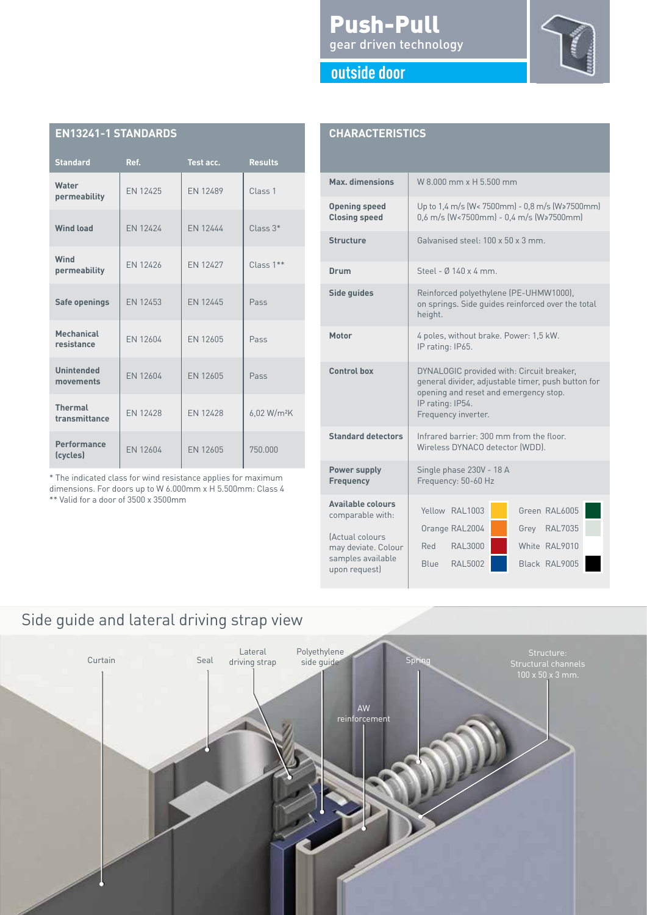# Push-Pull

gear driven technology

## outside door

## EN13241-1 STANDARDS

| Standard | Ref. | Test acc. | Results |
|---|---|---|---|
| Water permeability | EN 12425 | EN 12489 | Class 1 |
| Wind load | EN 12424 | EN 12444 | Class 3* |
| Wind permeability | EN 12426 | EN 12427 | Class 1** |
| Safe openings | EN 12453 | EN 12445 | Pass |
| Mechanical resistance | EN 12604 | EN 12605 | Pass |
| Unintended movements | EN 12604 | EN 12605 | Pass |
| Thermal transmittance | EN 12428 | EN 12428 | 6,02 W/m²K |
| Performance (cycles) | EN 12604 | EN 12605 | 750.000 |

* The indicated class for wind resistance applies for maximum dimensions. For doors up to W 6.000mm x H 5.500mm: Class 4
** Valid for a door of 3500 x 3500mm

## CHARACTERISTICS

| | |
|---|---|
| **Max. dimensions** | W 8.000 mm x H 5.500 mm |
| **Opening speed** **Closing speed** | Up to 1,4 m/s (W< 7500mm) - 0,8 m/s (W≥7500mm) 0,6 m/s (W<7500mm) - 0,4 m/s (W≥7500mm) |
| **Structure** | Galvanised steel: 100 x 50 x 3 mm. |
| **Drum** | Steel - Ø 140 x 4 mm. |
| **Side guides** | Reinforced polyethylene (PE-UHMW1000), on springs. Side guides reinforced over the total height. |
| **Motor** | 4 poles, without brake. Power: 1,5 kW. IP rating: IP65. |
| **Control box** | DYNALOGIC provided with: Circuit breaker, general divider, adjustable timer, push button for opening and reset and emergency stop. IP rating: IP54. Frequency inverter. |
| **Standard detectors** | Infrared barrier: 300 mm from the floor. Wireless DYNACO detector (WDD). |
| **Power supply** **Frequency** | Single phase 230V - 18 A Frequency: 50-60 Hz |
| **Available colours** comparable with: (Actual colours may deviate. Colour samples available upon request) | Yellow RAL1003, Orange RAL2004, Red RAL3000, Blue RAL5002, Green RAL6005, Grey RAL7035, White RAL9010, Black RAL9005 |

## Side guide and lateral driving strap view

Curtain · Seal · Lateral driving strap · Polyethylene side guide · Spring · Structure: Structural channels 100 x 50 x 3 mm. · AW reinforcement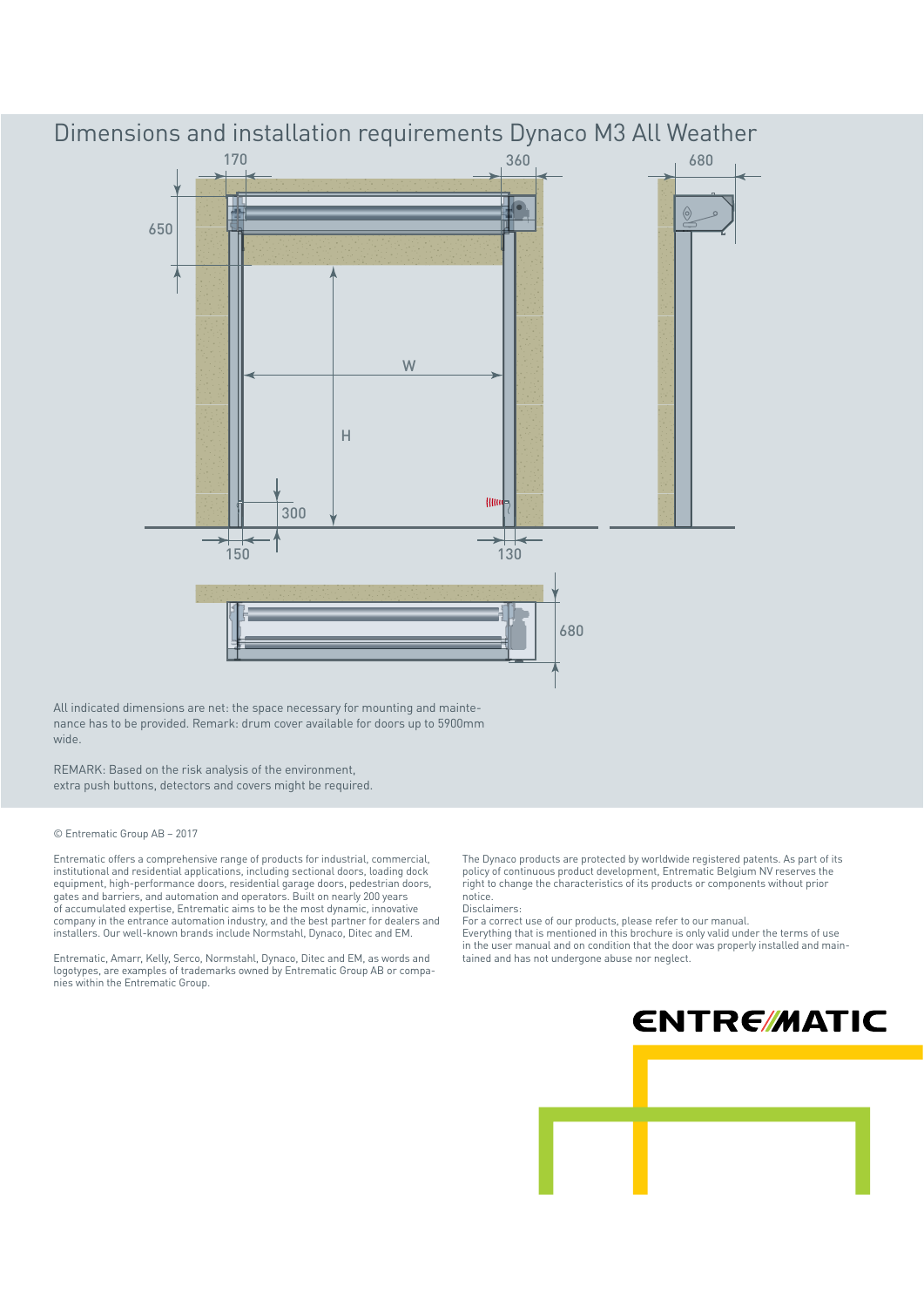# Dimensions and installation requirements Dynaco M3 All Weather

170

360

680

650

W

H

300

150

130

680

All indicated dimensions are net: the space necessary for mounting and maintenance has to be provided. Remark: drum cover available for doors up to 5900mm wide.

REMARK: Based on the risk analysis of the environment, extra push buttons, detectors and covers might be required.

© Entrematic Group AB – 2017

Entrematic offers a comprehensive range of products for industrial, commercial, institutional and residential applications, including sectional doors, loading dock equipment, high-performance doors, residential garage doors, pedestrian doors, gates and barriers, and automation and operators. Built on nearly 200 years of accumulated expertise, Entrematic aims to be the most dynamic, innovative company in the entrance automation industry, and the best partner for dealers and installers. Our well-known brands include Normstahl, Dynaco, Ditec and EM.

Entrematic, Amarr, Kelly, Serco, Normstahl, Dynaco, Ditec and EM, as words and logotypes, are examples of trademarks owned by Entrematic Group AB or companies within the Entrematic Group.

The Dynaco products are protected by worldwide registered patents. As part of its policy of continuous product development, Entrematic Belgium NV reserves the right to change the characteristics of its products or components without prior notice.
Disclaimers:
For a correct use of our products, please refer to our manual.
Everything that is mentioned in this brochure is only valid under the terms of use in the user manual and on condition that the door was properly installed and maintained and has not undergone abuse nor neglect.

ENTREMATIC